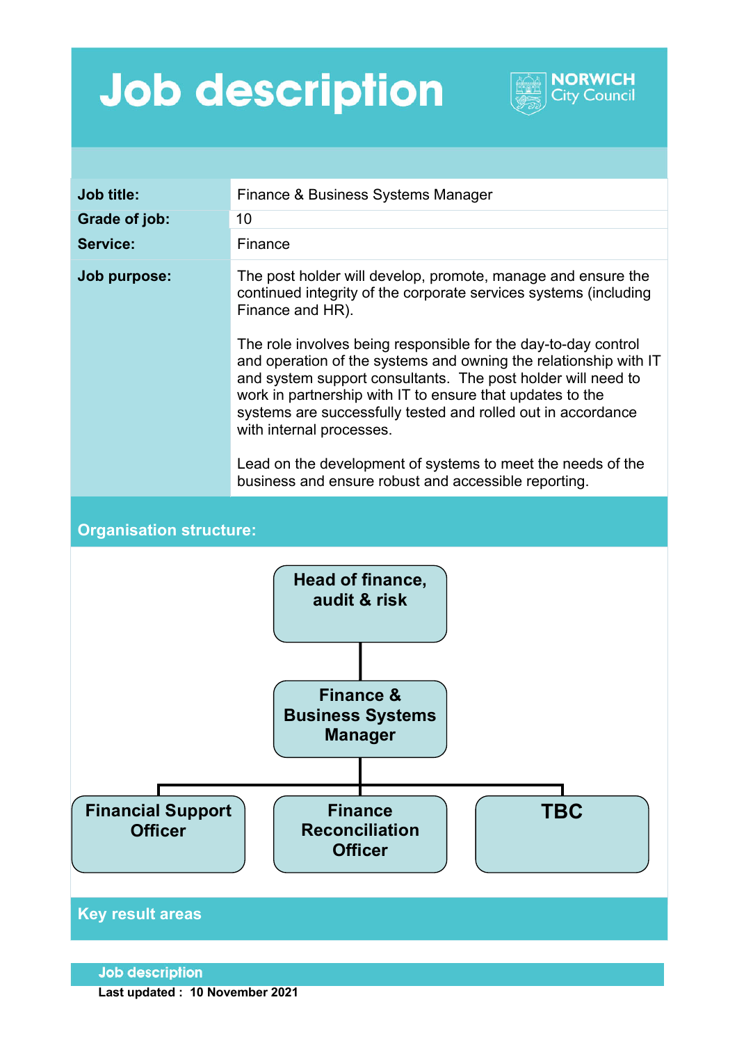# Job description

| | |
|---|---|
| **Job title:** | Finance & Business Systems Manager |
| **Grade of job:** | 10 |
| **Service:** | Finance |
| **Job purpose:** | The post holder will develop, promote, manage and ensure the continued integrity of the corporate services systems (including Finance and HR).<br><br>The role involves being responsible for the day-to-day control and operation of the systems and owning the relationship with IT and system support consultants. The post holder will need to work in partnership with IT to ensure that updates to the systems are successfully tested and rolled out in accordance with internal processes.<br><br>Lead on the development of systems to meet the needs of the business and ensure robust and accessible reporting. |

## Organisation structure:

- Head of finance, audit & risk
  - Finance & Business Systems Manager
    - Financial Support Officer
    - Finance Reconciliation Officer
    - TBC

## Key result areas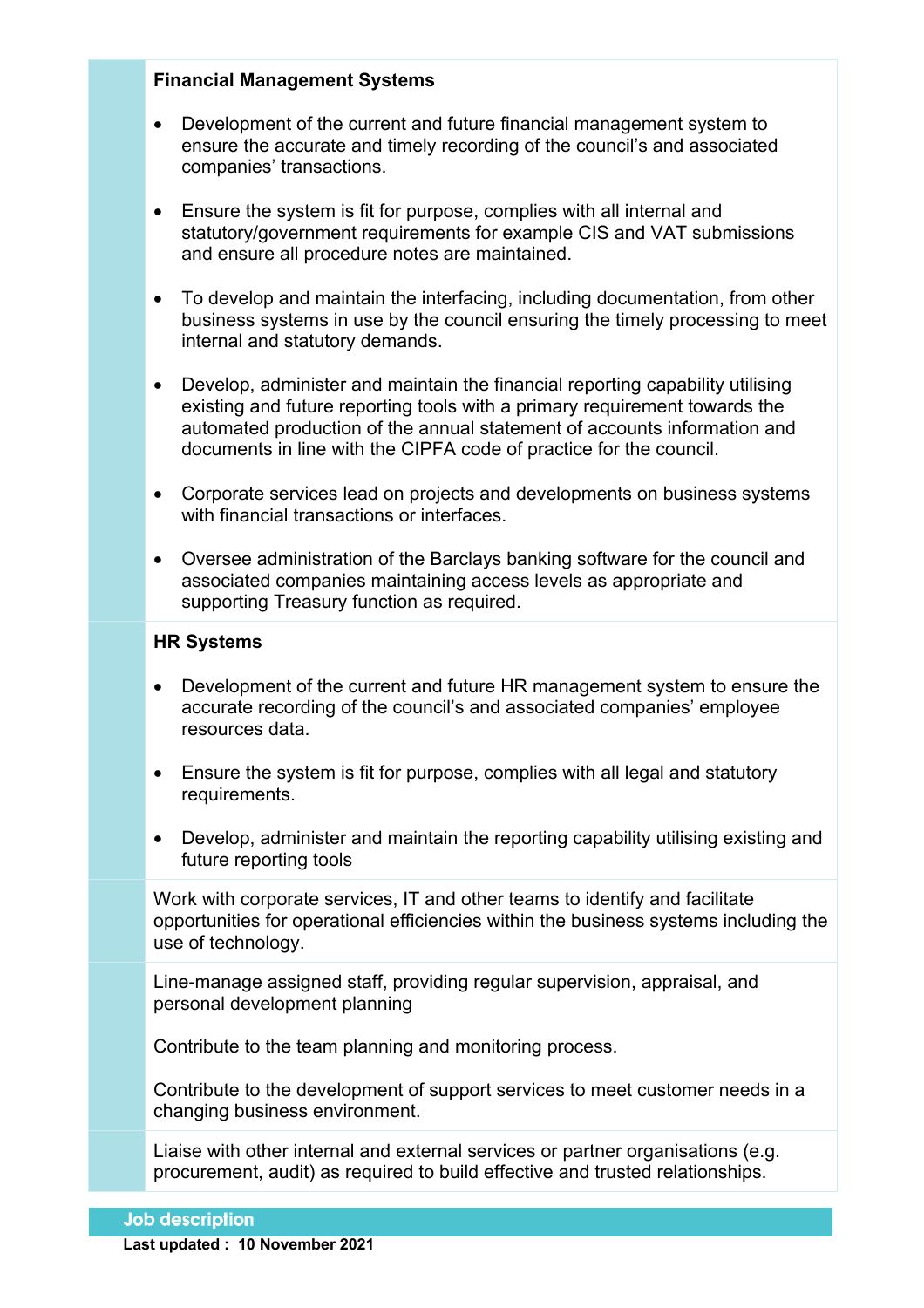**Financial Management Systems**

- Development of the current and future financial management system to ensure the accurate and timely recording of the council's and associated companies' transactions.
- Ensure the system is fit for purpose, complies with all internal and statutory/government requirements for example CIS and VAT submissions and ensure all procedure notes are maintained.
- To develop and maintain the interfacing, including documentation, from other business systems in use by the council ensuring the timely processing to meet internal and statutory demands.
- Develop, administer and maintain the financial reporting capability utilising existing and future reporting tools with a primary requirement towards the automated production of the annual statement of accounts information and documents in line with the CIPFA code of practice for the council.
- Corporate services lead on projects and developments on business systems with financial transactions or interfaces.
- Oversee administration of the Barclays banking software for the council and associated companies maintaining access levels as appropriate and supporting Treasury function as required.

**HR Systems**

- Development of the current and future HR management system to ensure the accurate recording of the council's and associated companies' employee resources data.
- Ensure the system is fit for purpose, complies with all legal and statutory requirements.
- Develop, administer and maintain the reporting capability utilising existing and future reporting tools

Work with corporate services, IT and other teams to identify and facilitate opportunities for operational efficiencies within the business systems including the use of technology.

Line-manage assigned staff, providing regular supervision, appraisal, and personal development planning

Contribute to the team planning and monitoring process.

Contribute to the development of support services to meet customer needs in a changing business environment.

Liaise with other internal and external services or partner organisations (e.g. procurement, audit) as required to build effective and trusted relationships.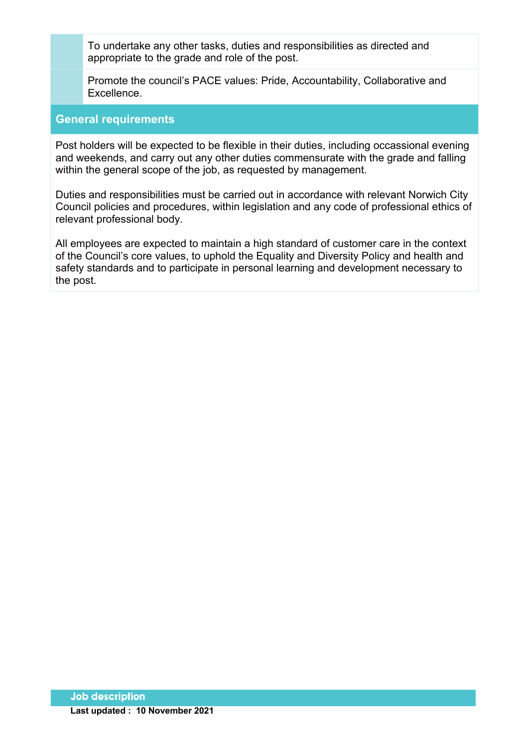| | |
|---|---|
| | To undertake any other tasks, duties and responsibilities as directed and appropriate to the grade and role of the post. |
| | Promote the council's PACE values: Pride, Accountability, Collaborative and Excellence. |

## General requirements

Post holders will be expected to be flexible in their duties, including occassional evening and weekends, and carry out any other duties commensurate with the grade and falling within the general scope of the job, as requested by management.

Duties and responsibilities must be carried out in accordance with relevant Norwich City Council policies and procedures, within legislation and any code of professional ethics of relevant professional body.

All employees are expected to maintain a high standard of customer care in the context of the Council's core values, to uphold the Equality and Diversity Policy and health and safety standards and to participate in personal learning and development necessary to the post.

**Job description**

**Last updated : 10 November 2021**